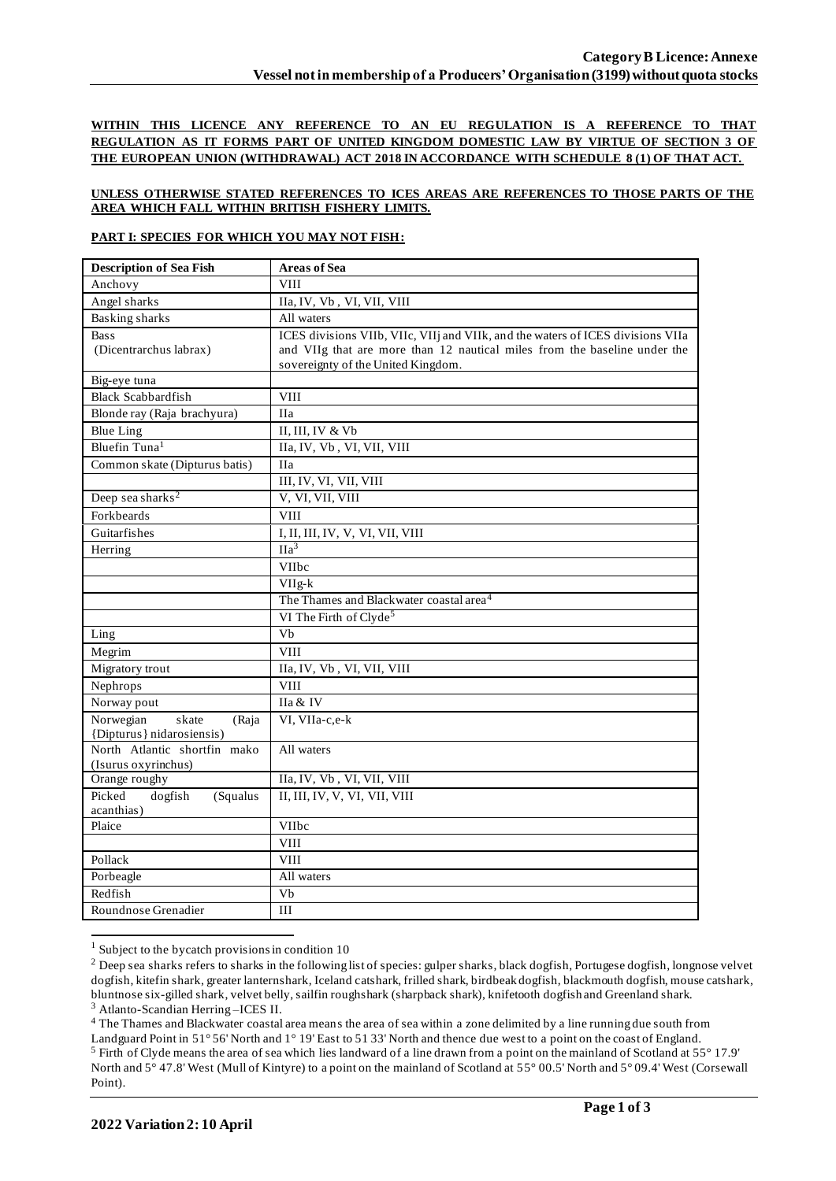**WITHIN THIS LICENCE ANY REFERENCE TO AN EU REGULATION IS A REFERENCE TO THAT REGULATION AS IT FORMS PART OF UNITED KINGDOM DOMESTIC LAW BY VIRTUE OF SECTION 3 OF THE EUROPEAN UNION (WITHDRAWAL) ACT 2018 IN ACCORDANCE WITH SCHEDULE 8 (1) OF THAT ACT.**

**UNLESS OTHERWISE STATED REFERENCES TO ICES AREAS ARE REFERENCES TO THOSE PARTS OF THE AREA WHICH FALL WITHIN BRITISH FISHERY LIMITS.**

**PART I: SPECIES FOR WHICH YOU MAY NOT FISH:**

| Description of Sea Fish | Areas of Sea |
|---|---|
| Anchovy | VIII |
| Angel sharks | IIa, IV, Vb , VI, VII, VIII |
| Basking sharks | All waters |
| Bass (Dicentrarchus labrax) | ICES divisions VIIb, VIIc, VIIj and VIIk, and the waters of ICES divisions VIIa and VIIg that are more than 12 nautical miles from the baseline under the sovereignty of the United Kingdom. |
| Big-eye tuna | |
| Black Scabbardfish | VIII |
| Blonde ray (Raja brachyura) | IIa |
| Blue Ling | II, III, IV & Vb |
| Bluefin Tuna[1] | IIa, IV, Vb , VI, VII, VIII |
| Common skate (Dipturus batis) | IIa |
| | III, IV, VI, VII, VIII |
| Deep sea sharks[2] | V, VI, VII, VIII |
| Forkbeards | VIII |
| Guitarfishes | I, II, III, IV, V, VI, VII, VIII |
| Herring | IIa[3] |
| | VIIbc |
| | VIIg-k |
| | The Thames and Blackwater coastal area[4] |
| | VI The Firth of Clyde[5] |
| Ling | Vb |
| Megrim | VIII |
| Migratory trout | IIa, IV, Vb , VI, VII, VIII |
| Nephrops | VIII |
| Norway pout | IIa & IV |
| Norwegian skate (Raja {Dipturus} nidarosiensis) | VI, VIIa-c,e-k |
| North Atlantic shortfin mako (Isurus oxyrinchus) | All waters |
| Orange roughy | IIa, IV, Vb , VI, VII, VIII |
| Picked dogfish (Squalus acanthias) | II, III, IV, V, VI, VII, VIII |
| Plaice | VIIbc |
| | VIII |
| Pollack | VIII |
| Porbeagle | All waters |
| Redfish | Vb |
| Roundnose Grenadier | III |

[1] Subject to the bycatch provisions in condition 10

[2] Deep sea sharks refers to sharks in the following list of species: gulper sharks, black dogfish, Portugese dogfish, longnose velvet dogfish, kitefin shark, greater lanternshark, Iceland catshark, frilled shark, birdbeak dogfish, blackmouth dogfish, mouse catshark, bluntnose six-gilled shark, velvet belly, sailfin roughshark (sharpback shark), knifetooth dogfish and Greenland shark.

[3] Atlanto-Scandian Herring –ICES II.

[4] The Thames and Blackwater coastal area means the area of sea within a zone delimited by a line running due south from Landguard Point in 51° 56' North and 1° 19' East to 51 33' North and thence due west to a point on the coast of England.

[5] Firth of Clyde means the area of sea which lies landward of a line drawn from a point on the mainland of Scotland at 55° 17.9' North and 5° 47.8' West (Mull of Kintyre) to a point on the mainland of Scotland at 55° 00.5' North and 5° 09.4' West (Corsewall Point).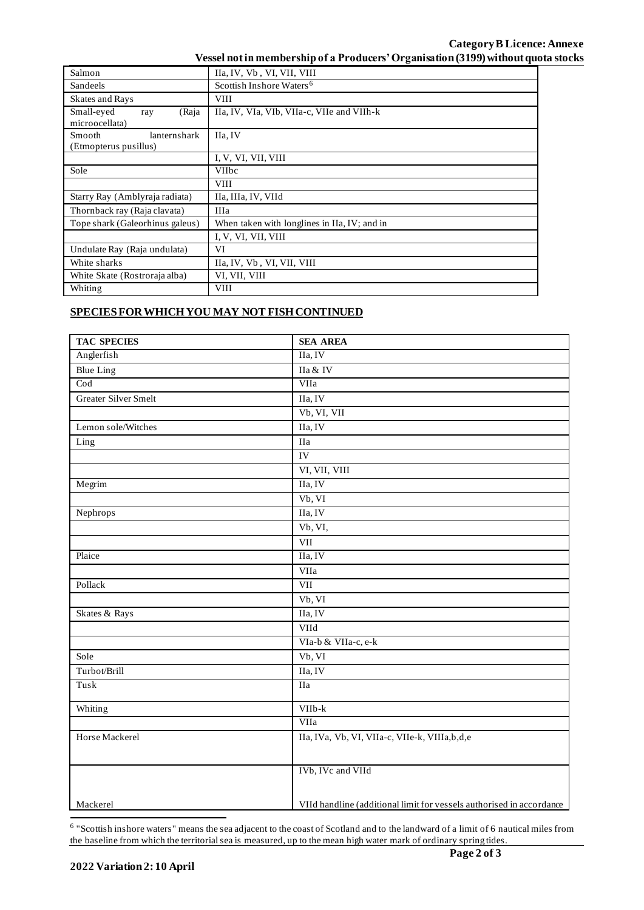| | |
|---|---|
| Salmon | IIa, IV, Vb , VI, VII, VIII |
| Sandeels | Scottish Inshore Waters[6] |
| Skates and Rays | VIII |
| Small-eyed ray (Raja microocellata) | IIa, IV, VIa, VIb, VIIa-c, VIIe and VIIh-k |
| Smooth lanternshark (Etmopterus pusillus) | IIa, IV |
| | I, V, VI, VII, VIII |
| Sole | VIIbc |
| | VIII |
| Starry Ray (Amblyraja radiata) | IIa, IIIa, IV, VIId |
| Thornback ray (Raja clavata) | IIIa |
| Tope shark (Galeorhinus galeus) | When taken with longlines in IIa, IV; and in |
| | I, V, VI, VII, VIII |
| Undulate Ray (Raja undulata) | VI |
| White sharks | IIa, IV, Vb , VI, VII, VIII |
| White Skate (Rostroraja alba) | VI, VII, VIII |
| Whiting | VIII |

## SPECIES FOR WHICH YOU MAY NOT FISH CONTINUED

| TAC SPECIES | SEA AREA |
|---|---|
| Anglerfish | IIa, IV |
| Blue Ling | IIa & IV |
| Cod | VIIa |
| Greater Silver Smelt | IIa, IV |
| | Vb, VI, VII |
| Lemon sole/Witches | IIa, IV |
| Ling | IIa |
| | IV |
| | VI, VII, VIII |
| Megrim | IIa, IV |
| | Vb, VI |
| Nephrops | IIa, IV |
| | Vb, VI, |
| | VII |
| Plaice | IIa, IV |
| | VIIa |
| Pollack | VII |
| | Vb, VI |
| Skates & Rays | IIa, IV |
| | VIId |
| | VIa-b & VIIa-c, e-k |
| Sole | Vb, VI |
| Turbot/Brill | IIa, IV |
| Tusk | IIa |
| Whiting | VIIb-k |
| | VIIa |
| Horse Mackerel | IIa, IVa, Vb, VI, VIIa-c, VIIe-k, VIIIa,b,d,e |
| | IVb, IVc and VIId |
| Mackerel | VIId handline (additional limit for vessels authorised in accordance |

[6] "Scottish inshore waters" means the sea adjacent to the coast of Scotland and to the landward of a limit of 6 nautical miles from the baseline from which the territorial sea is measured, up to the mean high water mark of ordinary spring tides.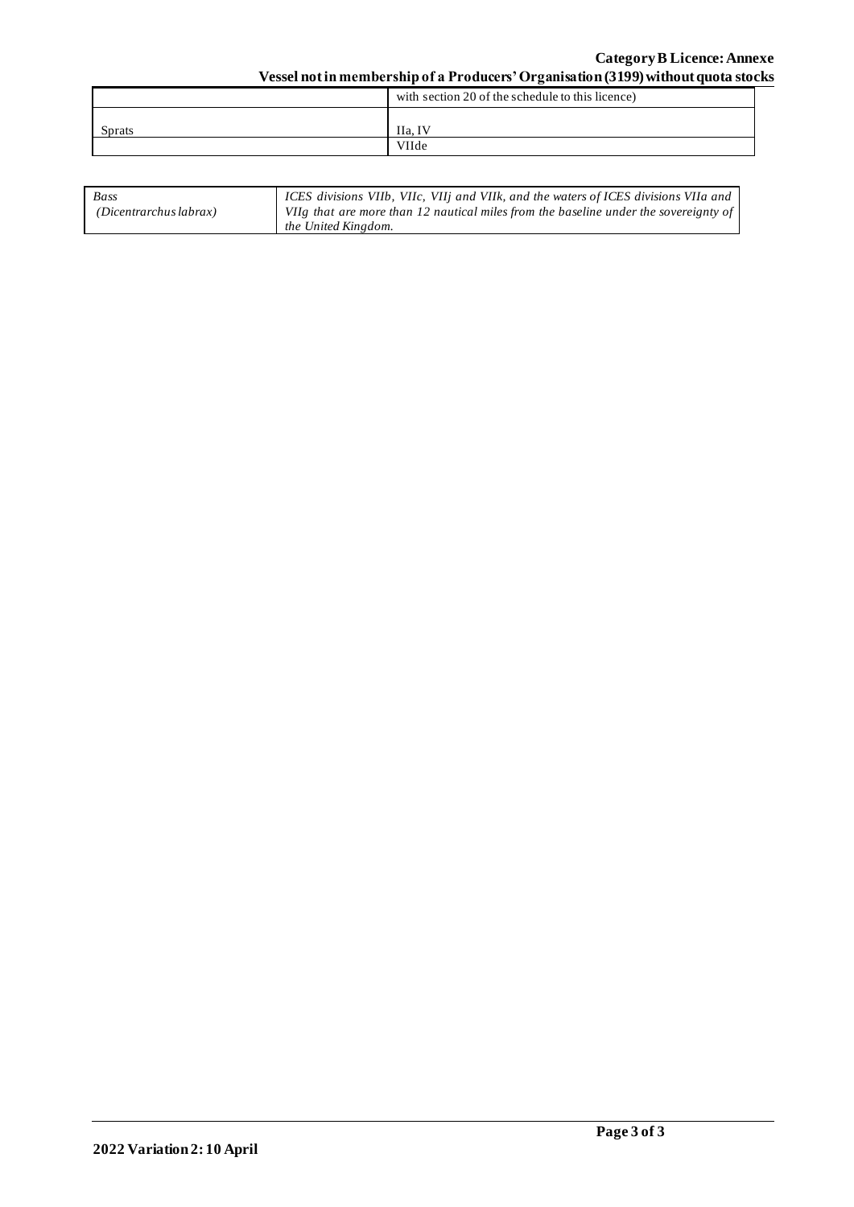| | |
|---|---|
| | with section 20 of the schedule to this licence) |
| Sprats | IIa, IV |
| | VIIde |

| | |
|---|---|
| *Bass (Dicentrarchus labrax)* | *ICES divisions VIIb, VIIc, VIIj and VIIk, and the waters of ICES divisions VIIa and VIIg that are more than 12 nautical miles from the baseline under the sovereignty of the United Kingdom.* |